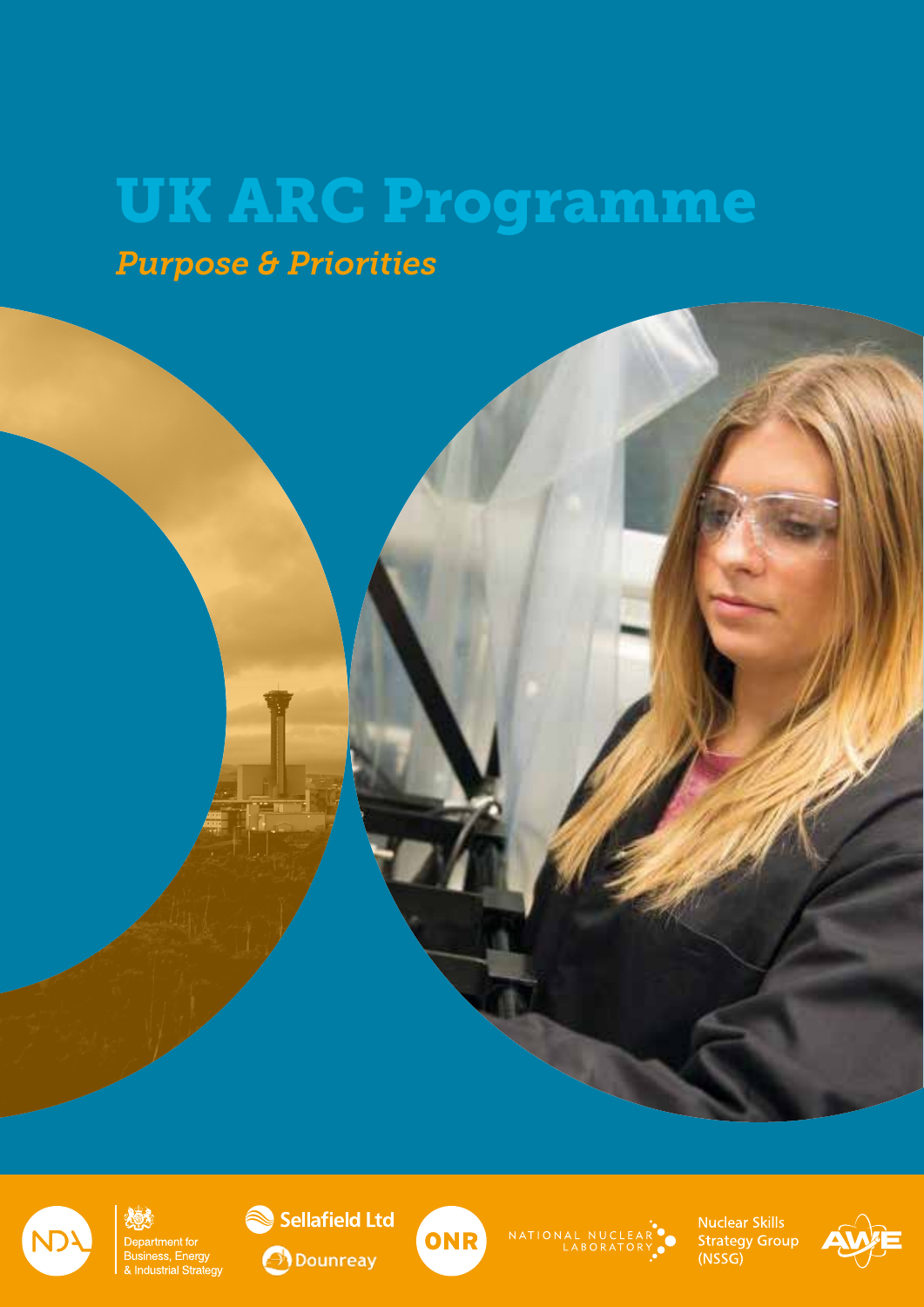# UK ARC Programme

*Purpose & Priorities*

NDA

Department for Business, Energy & Industrial Strategy

Sellafield Ltd

Dounreay

ONR

NATIONAL NUCLEAR LABORATORY

Nuclear Skills Strategy Group (NSSG)

AWE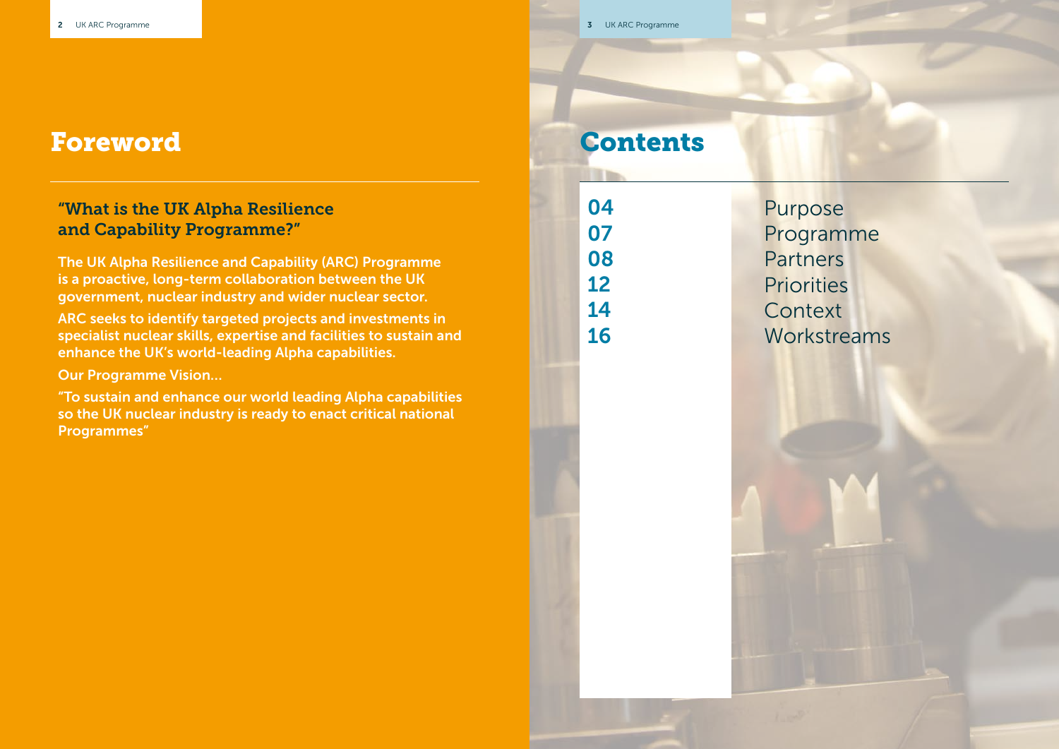# Foreword

## "What is the UK Alpha Resilience and Capability Programme?"

**The UK Alpha Resilience and Capability (ARC) Programme is a proactive, long-term collaboration between the UK government, nuclear industry and wider nuclear sector.**

**ARC seeks to identify targeted projects and investments in specialist nuclear skills, expertise and facilities to sustain and enhance the UK's world-leading Alpha capabilities.**

**Our Programme Vision...**

**"To sustain and enhance our world leading Alpha capabilities so the UK nuclear industry is ready to enact critical national Programmes"**

# Contents

| | |
|---|---|
| 04 | Purpose |
| 07 | Programme |
| 08 | Partners |
| 12 | Priorities |
| 14 | Context |
| 16 | Workstreams |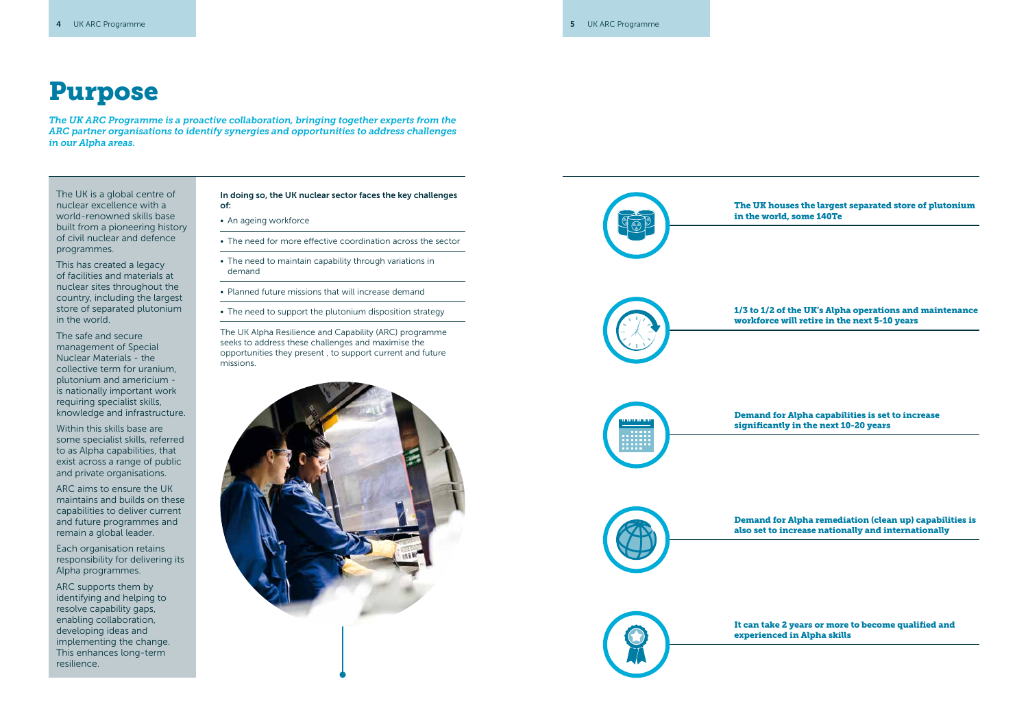# Purpose

*The UK ARC Programme is a proactive collaboration, bringing together experts from the ARC partner organisations to identify synergies and opportunities to address challenges in our Alpha areas.*

The UK is a global centre of nuclear excellence with a world-renowned skills base built from a pioneering history of civil nuclear and defence programmes.

This has created a legacy of facilities and materials at nuclear sites throughout the country, including the largest store of separated plutonium in the world.

The safe and secure management of Special Nuclear Materials - the collective term for uranium, plutonium and americium - is nationally important work requiring specialist skills, knowledge and infrastructure.

Within this skills base are some specialist skills, referred to as Alpha capabilities, that exist across a range of public and private organisations.

ARC aims to ensure the UK maintains and builds on these capabilities to deliver current and future programmes and remain a global leader.

Each organisation retains responsibility for delivering its Alpha programmes.

ARC supports them by identifying and helping to resolve capability gaps, enabling collaboration, developing ideas and implementing the change. This enhances long-term resilience.

**In doing so, the UK nuclear sector faces the key challenges of:**

- An ageing workforce
- The need for more effective coordination across the sector
- The need to maintain capability through variations in demand
- Planned future missions that will increase demand
- The need to support the plutonium disposition strategy

The UK Alpha Resilience and Capability (ARC) programme seeks to address these challenges and maximise the opportunities they present , to support current and future missions.

**The UK houses the largest separated store of plutonium in the world, some 140Te**

**1/3 to 1/2 of the UK's Alpha operations and maintenance workforce will retire in the next 5-10 years**

**Demand for Alpha capabilities is set to increase significantly in the next 10-20 years**

**Demand for Alpha remediation (clean up) capabilities is also set to increase nationally and internationally**

**It can take 2 years or more to become qualified and experienced in Alpha skills**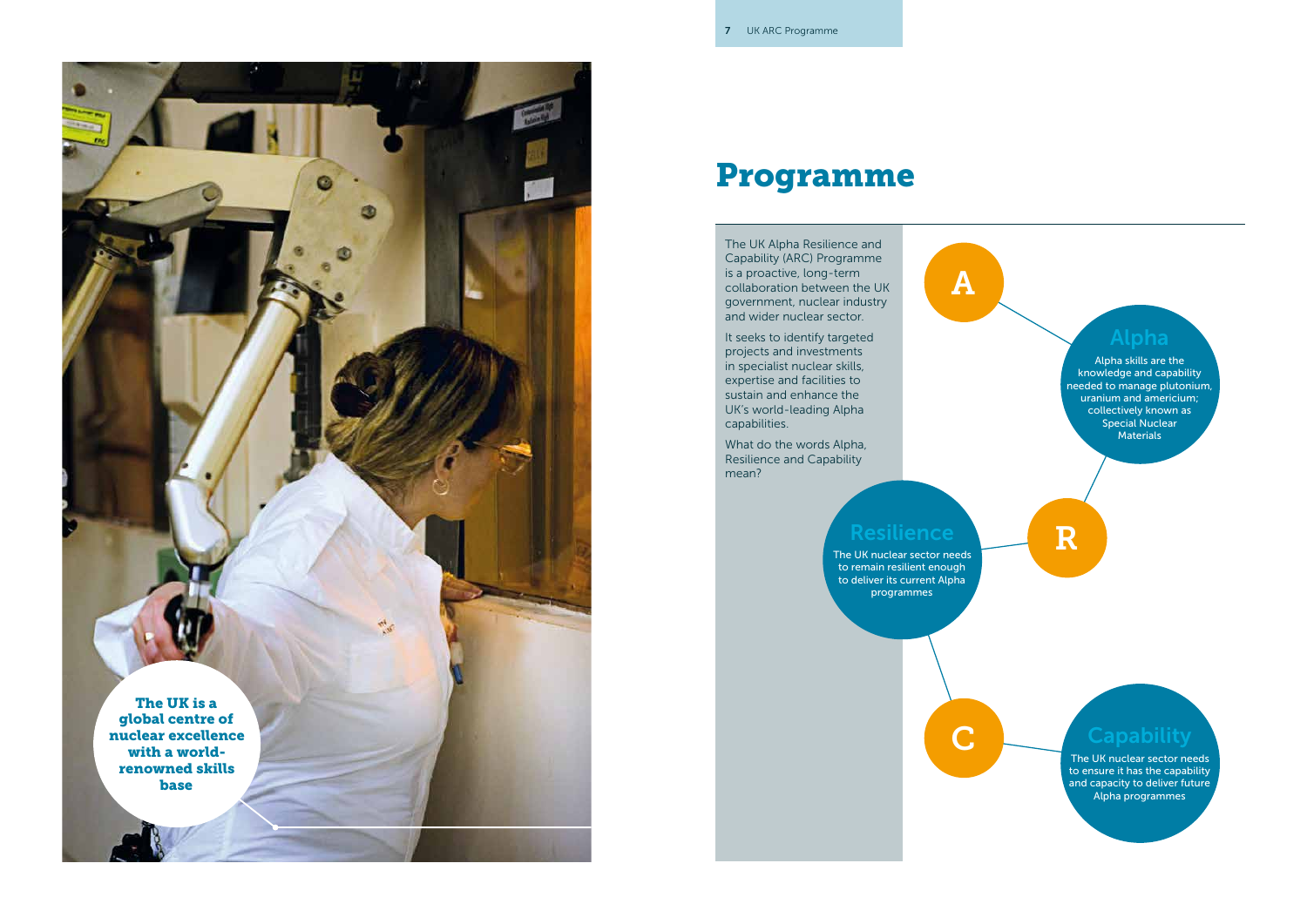The UK is a global centre of nuclear excellence with a world-renowned skills base

# Programme

The UK Alpha Resilience and Capability (ARC) Programme is a proactive, long-term collaboration between the UK government, nuclear industry and wider nuclear sector.

It seeks to identify targeted projects and investments in specialist nuclear skills, expertise and facilities to sustain and enhance the UK's world-leading Alpha capabilities.

What do the words Alpha, Resilience and Capability mean?

**A**

## Alpha

Alpha skills are the knowledge and capability needed to manage plutonium, uranium and americium; collectively known as Special Nuclear Materials

**R**

## Resilience

The UK nuclear sector needs to remain resilient enough to deliver its current Alpha programmes

**C**

## Capability

The UK nuclear sector needs to ensure it has the capability and capacity to deliver future Alpha programmes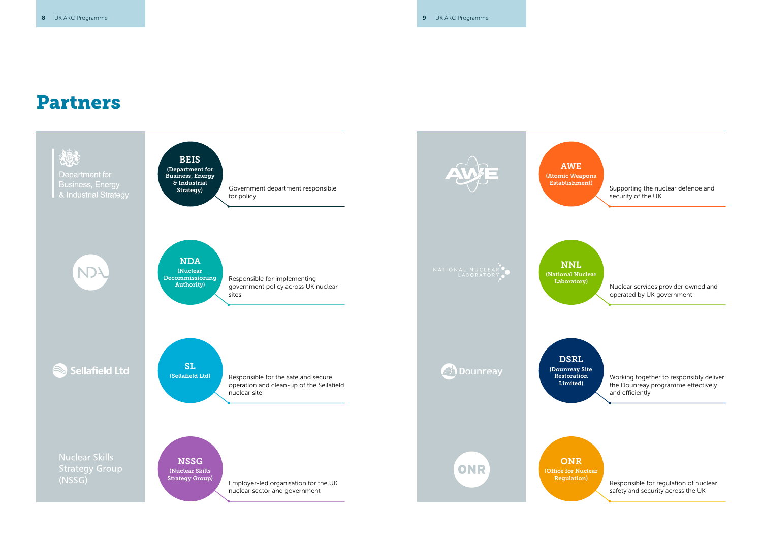# Partners

**BEIS** (Department for Business, Energy & Industrial Strategy)

Government department responsible for policy

**NDA** (Nuclear Decommissioning Authority)

Responsible for implementing government policy across UK nuclear sites

**SL** (Sellafield Ltd)

Responsible for the safe and secure operation and clean-up of the Sellafield nuclear site

**NSSG** (Nuclear Skills Strategy Group)

Employer-led organisation for the UK nuclear sector and government

**AWE** (Atomic Weapons Establishment)

Supporting the nuclear defence and security of the UK

**NNL** (National Nuclear Laboratory)

Nuclear services provider owned and operated by UK government

**DSRL** (Dounreay Site Restoration Limited)

Working together to responsibly deliver the Dounreay programme effectively and efficiently

**ONR** (Office for Nuclear Regulation)

Responsible for regulation of nuclear safety and security across the UK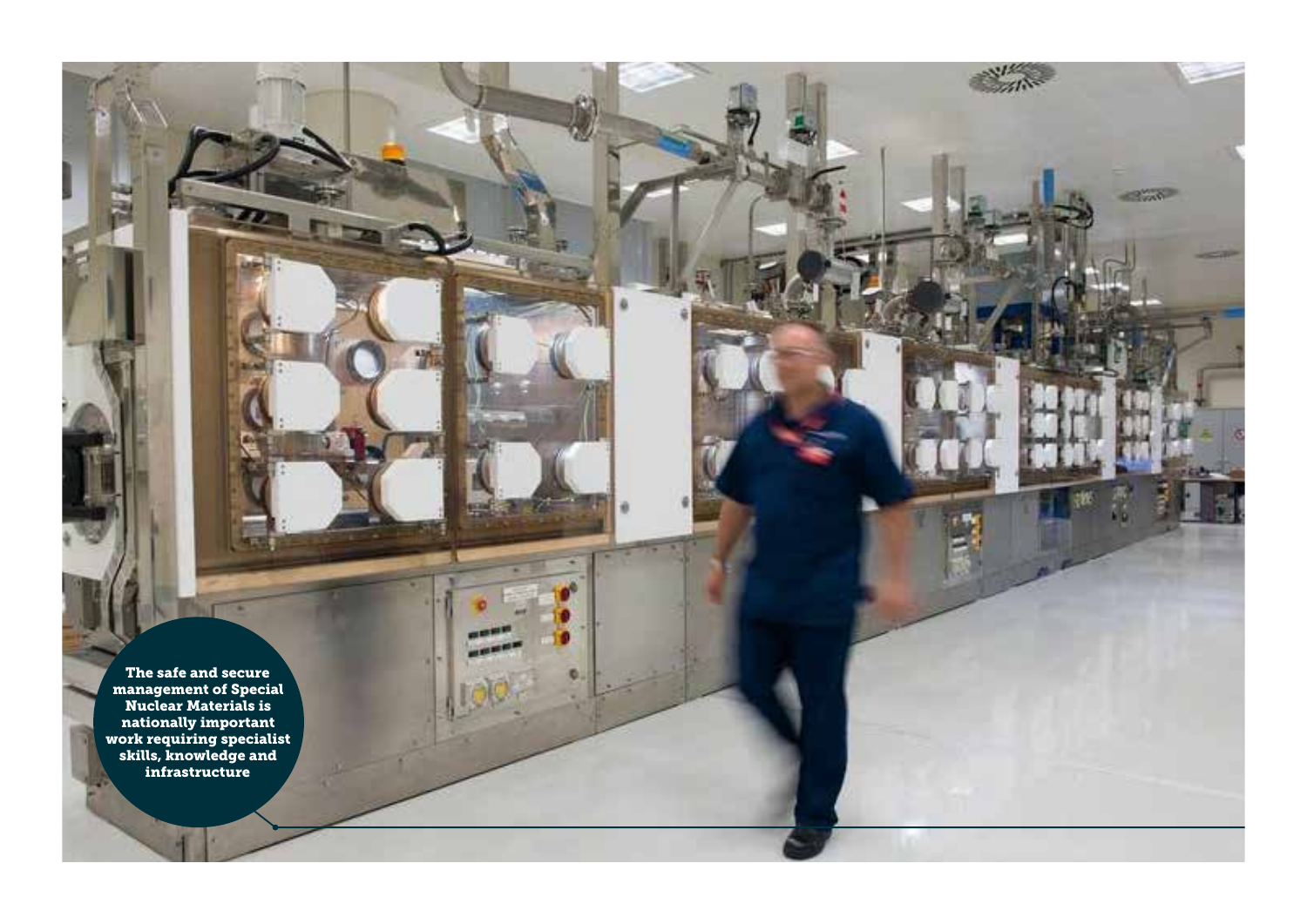The safe and secure management of Special Nuclear Materials is nationally important work requiring specialist skills, knowledge and infrastructure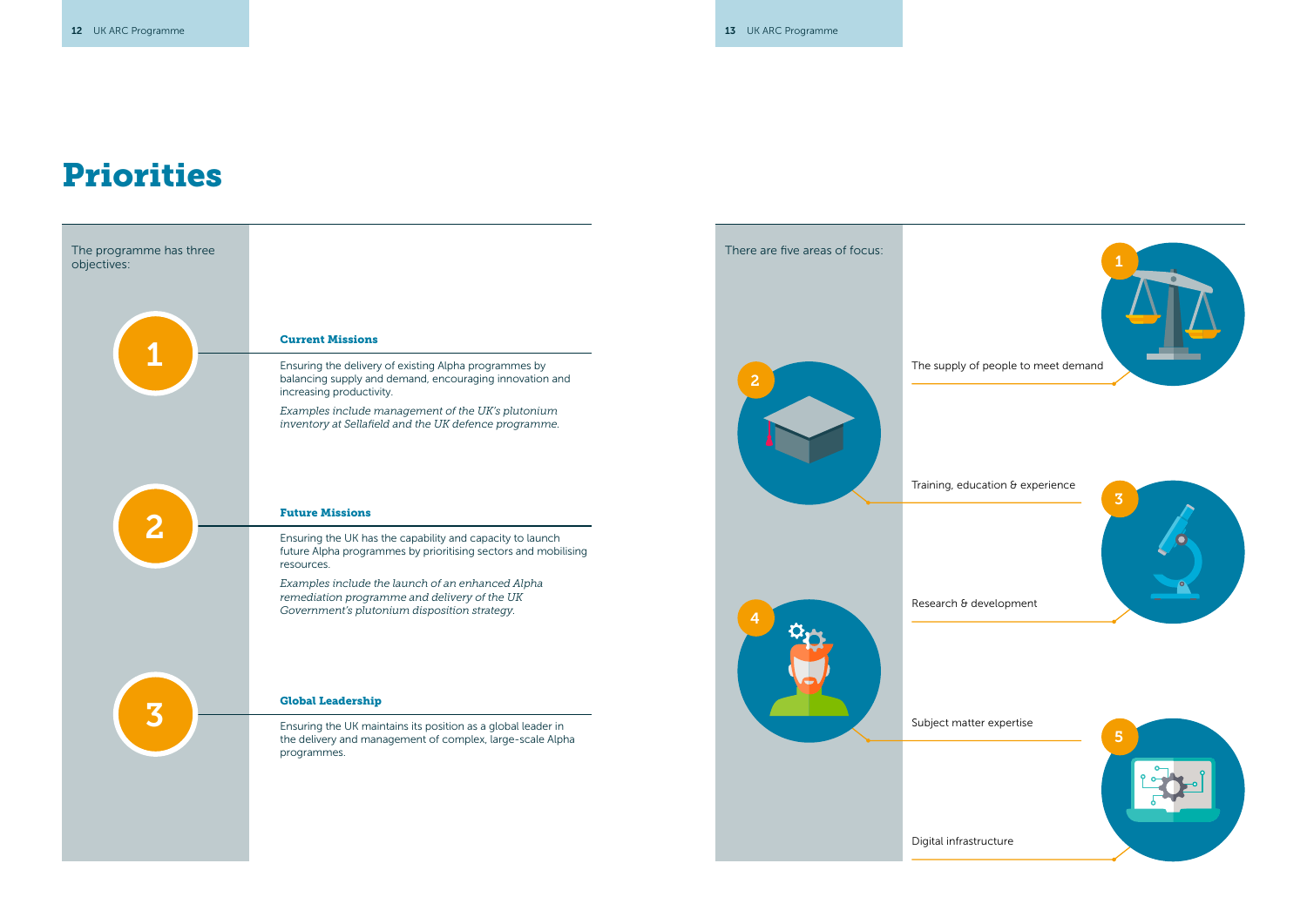# Priorities

The programme has three objectives:

### 1. Current Missions

Ensuring the delivery of existing Alpha programmes by balancing supply and demand, encouraging innovation and increasing productivity.

*Examples include management of the UK's plutonium inventory at Sellafield and the UK defence programme.*

### 2. Future Missions

Ensuring the UK has the capability and capacity to launch future Alpha programmes by prioritising sectors and mobilising resources.

*Examples include the launch of an enhanced Alpha remediation programme and delivery of the UK Government's plutonium disposition strategy.*

### 3. Global Leadership

Ensuring the UK maintains its position as a global leader in the delivery and management of complex, large-scale Alpha programmes.

There are five areas of focus:

1. The supply of people to meet demand
2. Training, education & experience
3. Research & development
4. Subject matter expertise
5. Digital infrastructure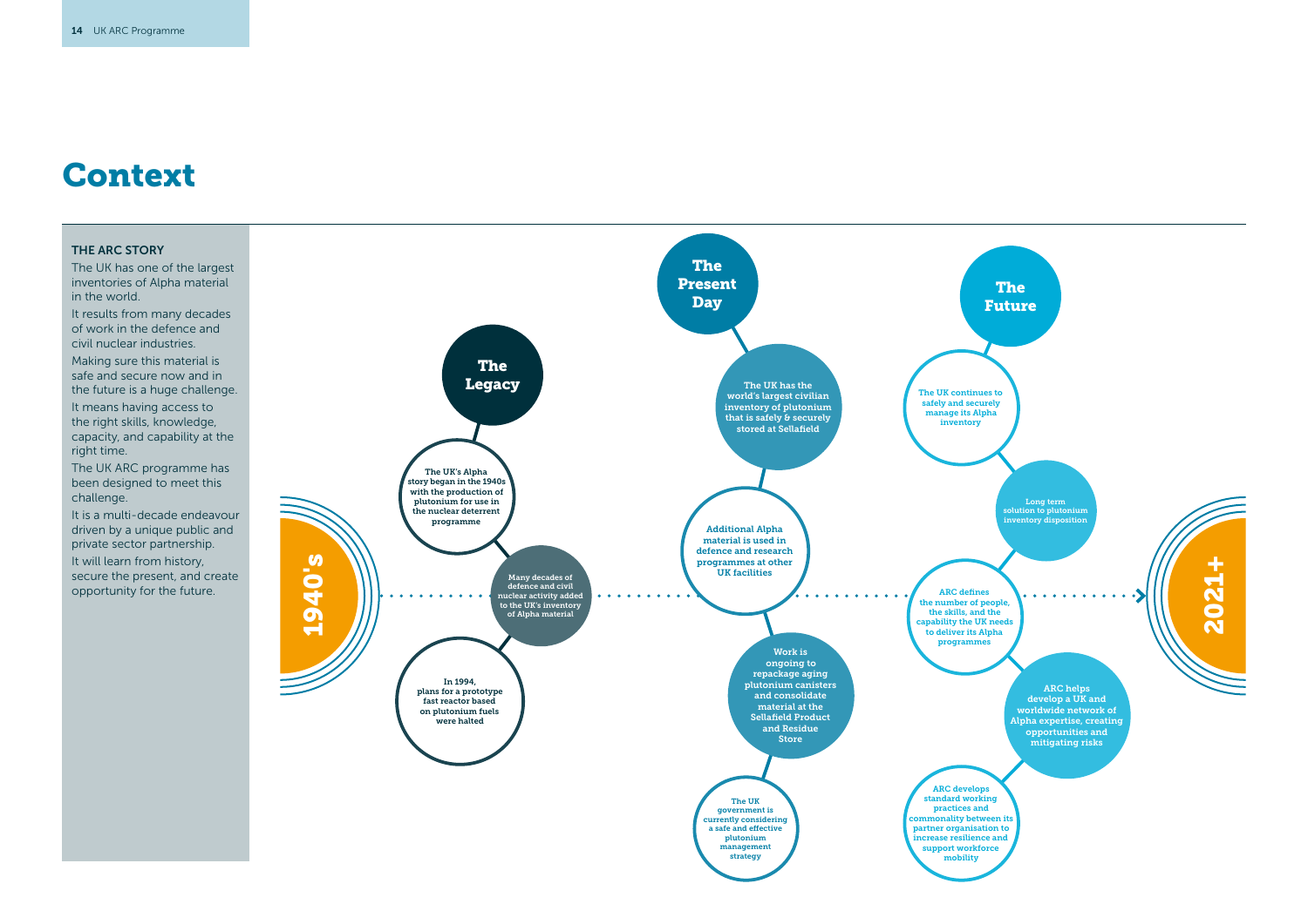# Context

**THE ARC STORY**

The UK has one of the largest inventories of Alpha material in the world.

It results from many decades of work in the defence and civil nuclear industries.

Making sure this material is safe and secure now and in the future is a huge challenge.

It means having access to the right skills, knowledge, capacity, and capability at the right time.

The UK ARC programme has been designed to meet this challenge.

It is a multi-decade endeavour driven by a unique public and private sector partnership.

It will learn from history, secure the present, and create opportunity for the future.

**1940's**

## The Legacy

- The UK's Alpha story began in the 1940s with the production of plutonium for use in the nuclear deterrent programme
- Many decades of defence and civil nuclear activity added to the UK's inventory of Alpha material
- In 1994, plans for a prototype fast reactor based on plutonium fuels were halted

## The Present Day

- The UK has the world's largest civilian inventory of plutonium that is safely & securely stored at Sellafield
- Additional Alpha material is used in defence and research programmes at other UK facilities
- Work is ongoing to repackage aging plutonium canisters and consolidate material at the Sellafield Product and Residue Store
- The UK government is currently considering a safe and effective plutonium management strategy

## The Future

- The UK continues to safely and securely manage its Alpha inventory
- Long term solution to plutonium inventory disposition
- ARC defines the number of people, the skills, and the capability the UK needs to deliver its Alpha programmes
- ARC helps develop a UK and worldwide network of Alpha expertise, creating opportunities and mitigating risks
- ARC develops standard working practices and commonality between its partner organisation to increase resilience and support workforce mobility

**2021+**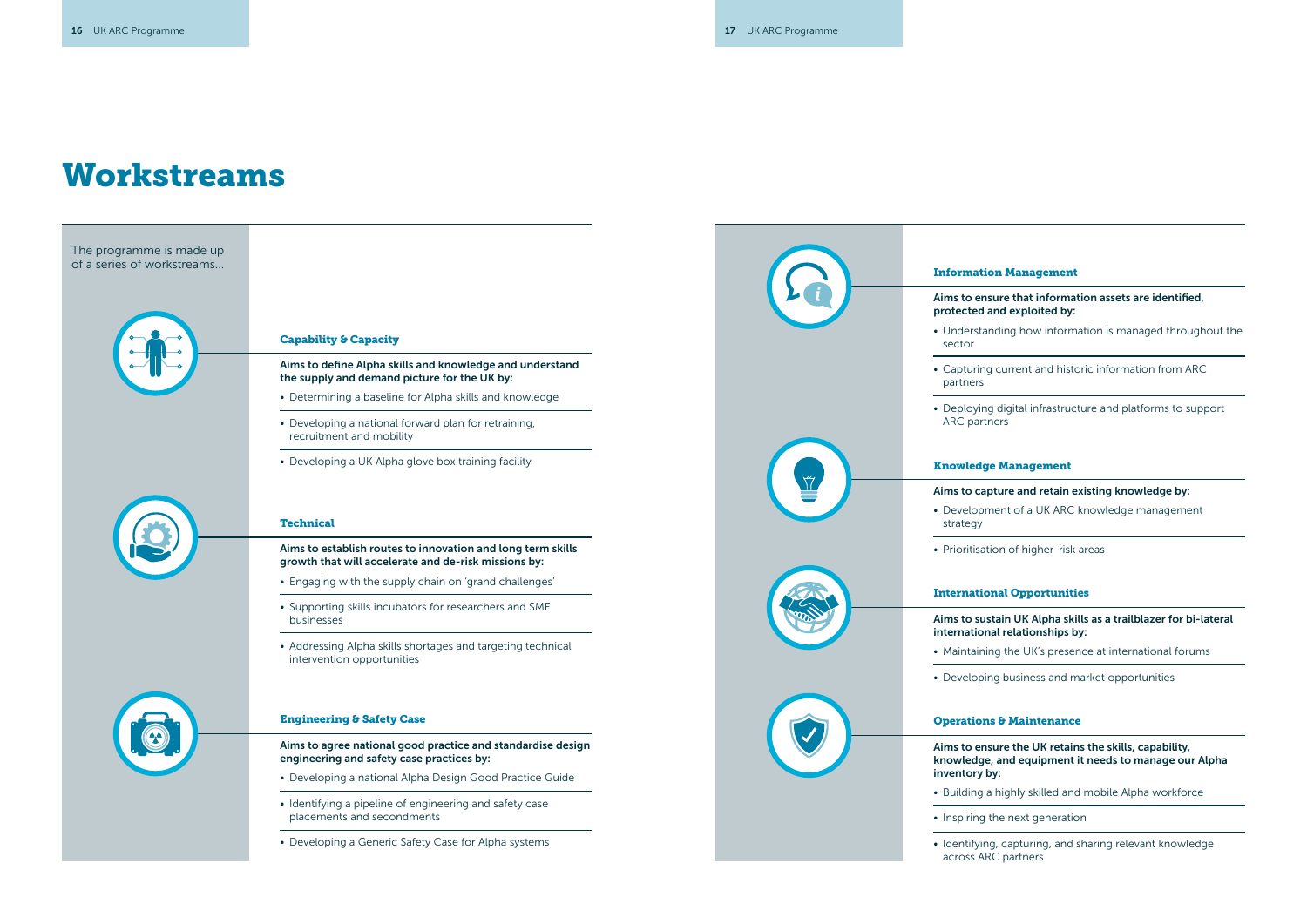# Workstreams

The programme is made up of a series of workstreams...

### Capability & Capacity

**Aims to define Alpha skills and knowledge and understand the supply and demand picture for the UK by:**

- Determining a baseline for Alpha skills and knowledge
- Developing a national forward plan for retraining, recruitment and mobility
- Developing a UK Alpha glove box training facility

### Technical

**Aims to establish routes to innovation and long term skills growth that will accelerate and de-risk missions by:**

- Engaging with the supply chain on 'grand challenges'
- Supporting skills incubators for researchers and SME businesses
- Addressing Alpha skills shortages and targeting technical intervention opportunities

### Engineering & Safety Case

**Aims to agree national good practice and standardise design engineering and safety case practices by:**

- Developing a national Alpha Design Good Practice Guide
- Identifying a pipeline of engineering and safety case placements and secondments
- Developing a Generic Safety Case for Alpha systems

### Information Management

**Aims to ensure that information assets are identified, protected and exploited by:**

- Understanding how information is managed throughout the sector
- Capturing current and historic information from ARC partners
- Deploying digital infrastructure and platforms to support ARC partners

### Knowledge Management

**Aims to capture and retain existing knowledge by:**

- Development of a UK ARC knowledge management strategy
- Prioritisation of higher-risk areas

### International Opportunities

**Aims to sustain UK Alpha skills as a trailblazer for bi-lateral international relationships by:**

- Maintaining the UK's presence at international forums
- Developing business and market opportunities

### Operations & Maintenance

**Aims to ensure the UK retains the skills, capability, knowledge, and equipment it needs to manage our Alpha inventory by:**

- Building a highly skilled and mobile Alpha workforce
- Inspiring the next generation
- Identifying, capturing, and sharing relevant knowledge across ARC partners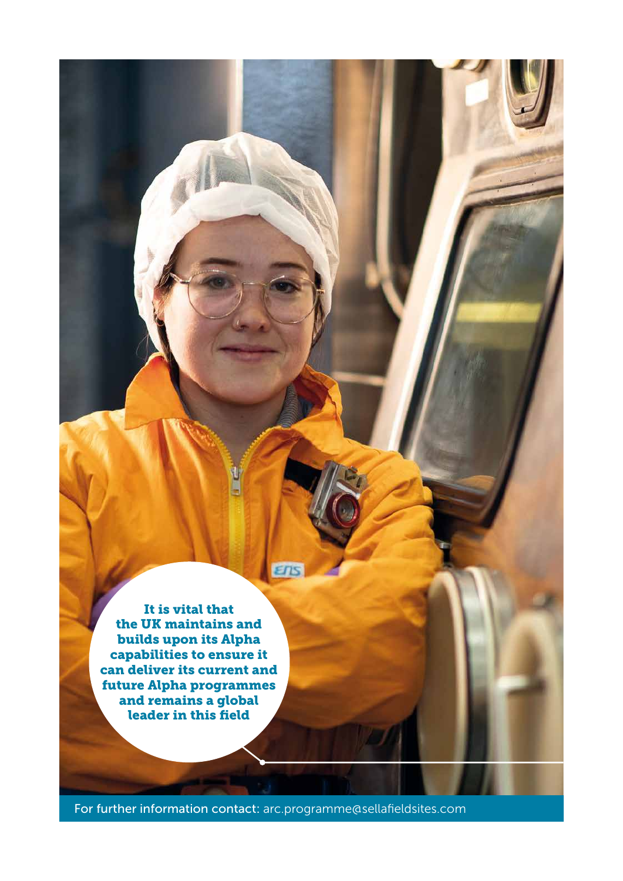**It is vital that the UK maintains and builds upon its Alpha capabilities to ensure it can deliver its current and future Alpha programmes and remains a global leader in this field**

For further information contact: arc.programme@sellafieldsites.com